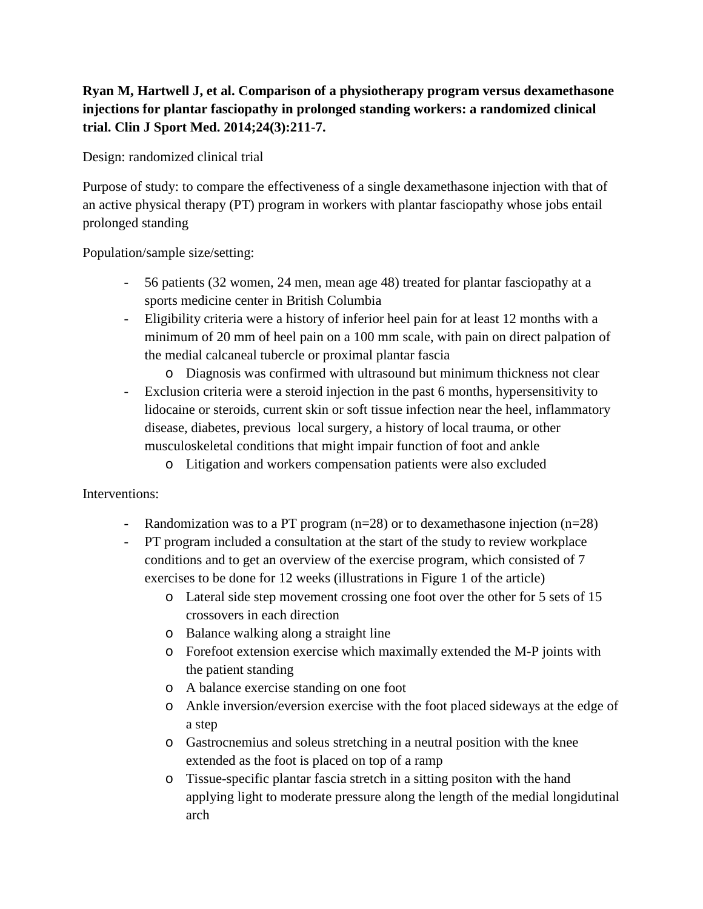**Ryan M, Hartwell J, et al. Comparison of a physiotherapy program versus dexamethasone injections for plantar fasciopathy in prolonged standing workers: a randomized clinical trial. Clin J Sport Med. 2014;24(3):211-7.**

Design: randomized clinical trial

Purpose of study: to compare the effectiveness of a single dexamethasone injection with that of an active physical therapy (PT) program in workers with plantar fasciopathy whose jobs entail prolonged standing

Population/sample size/setting:

- 56 patients (32 women, 24 men, mean age 48) treated for plantar fasciopathy at a sports medicine center in British Columbia
- Eligibility criteria were a history of inferior heel pain for at least 12 months with a minimum of 20 mm of heel pain on a 100 mm scale, with pain on direct palpation of the medial calcaneal tubercle or proximal plantar fascia
    - Diagnosis was confirmed with ultrasound but minimum thickness not clear
- Exclusion criteria were a steroid injection in the past 6 months, hypersensitivity to lidocaine or steroids, current skin or soft tissue infection near the heel, inflammatory disease, diabetes, previous local surgery, a history of local trauma, or other musculoskeletal conditions that might impair function of foot and ankle
    - Litigation and workers compensation patients were also excluded

Interventions:

- Randomization was to a PT program (n=28) or to dexamethasone injection (n=28)
- PT program included a consultation at the start of the study to review workplace conditions and to get an overview of the exercise program, which consisted of 7 exercises to be done for 12 weeks (illustrations in Figure 1 of the article)
    - Lateral side step movement crossing one foot over the other for 5 sets of 15 crossovers in each direction
    - Balance walking along a straight line
    - Forefoot extension exercise which maximally extended the M-P joints with the patient standing
    - A balance exercise standing on one foot
    - Ankle inversion/eversion exercise with the foot placed sideways at the edge of a step
    - Gastrocnemius and soleus stretching in a neutral position with the knee extended as the foot is placed on top of a ramp
    - Tissue-specific plantar fascia stretch in a sitting positon with the hand applying light to moderate pressure along the length of the medial longidutinal arch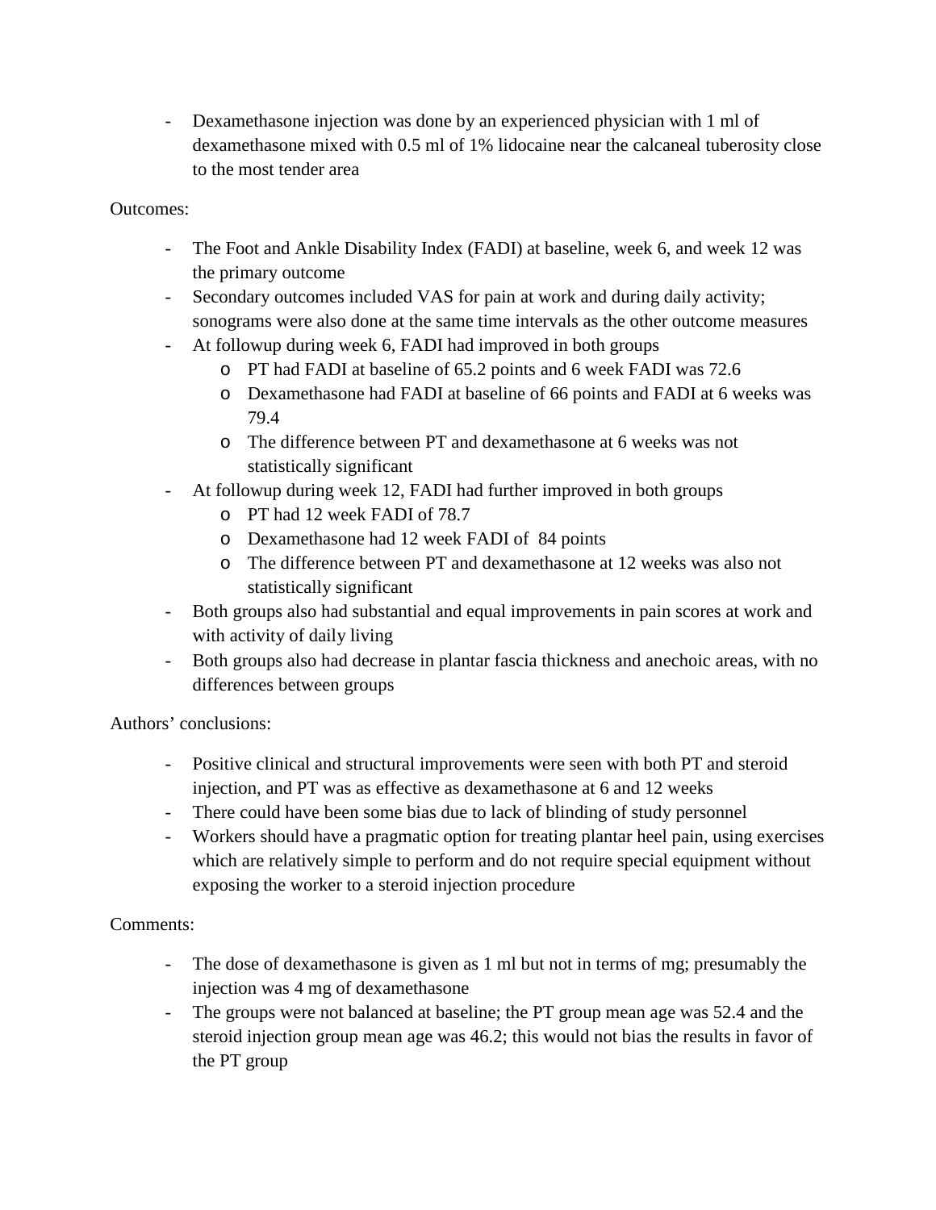- Dexamethasone injection was done by an experienced physician with 1 ml of dexamethasone mixed with 0.5 ml of 1% lidocaine near the calcaneal tuberosity close to the most tender area

Outcomes:

- The Foot and Ankle Disability Index (FADI) at baseline, week 6, and week 12 was the primary outcome
- Secondary outcomes included VAS for pain at work and during daily activity; sonograms were also done at the same time intervals as the other outcome measures
- At followup during week 6, FADI had improved in both groups
  - PT had FADI at baseline of 65.2 points and 6 week FADI was 72.6
  - Dexamethasone had FADI at baseline of 66 points and FADI at 6 weeks was 79.4
  - The difference between PT and dexamethasone at 6 weeks was not statistically significant
- At followup during week 12, FADI had further improved in both groups
  - PT had 12 week FADI of 78.7
  - Dexamethasone had 12 week FADI of 84 points
  - The difference between PT and dexamethasone at 12 weeks was also not statistically significant
- Both groups also had substantial and equal improvements in pain scores at work and with activity of daily living
- Both groups also had decrease in plantar fascia thickness and anechoic areas, with no differences between groups

Authors' conclusions:

- Positive clinical and structural improvements were seen with both PT and steroid injection, and PT was as effective as dexamethasone at 6 and 12 weeks
- There could have been some bias due to lack of blinding of study personnel
- Workers should have a pragmatic option for treating plantar heel pain, using exercises which are relatively simple to perform and do not require special equipment without exposing the worker to a steroid injection procedure

Comments:

- The dose of dexamethasone is given as 1 ml but not in terms of mg; presumably the injection was 4 mg of dexamethasone
- The groups were not balanced at baseline; the PT group mean age was 52.4 and the steroid injection group mean age was 46.2; this would not bias the results in favor of the PT group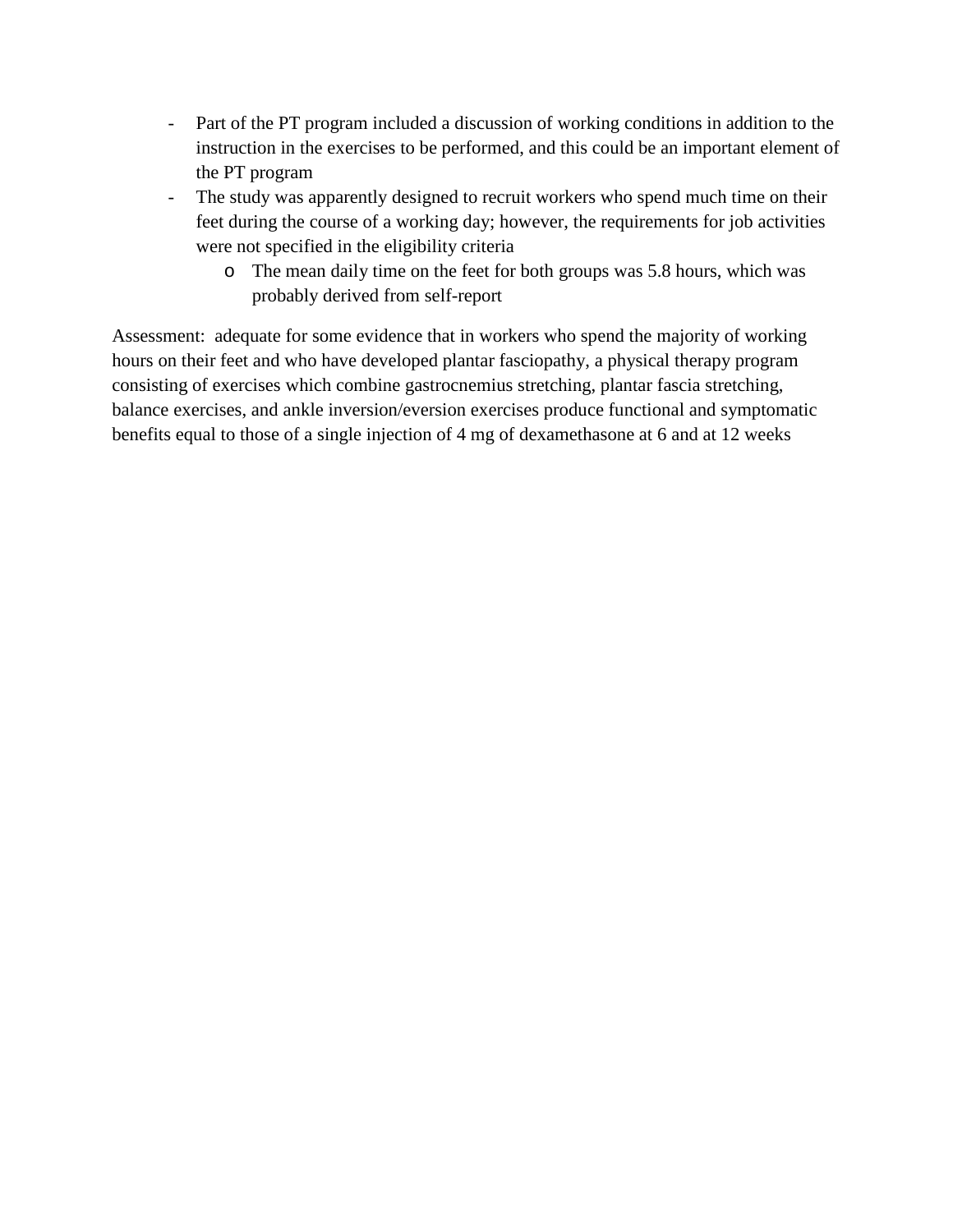- Part of the PT program included a discussion of working conditions in addition to the instruction in the exercises to be performed, and this could be an important element of the PT program
- The study was apparently designed to recruit workers who spend much time on their feet during the course of a working day; however, the requirements for job activities were not specified in the eligibility criteria
    - The mean daily time on the feet for both groups was 5.8 hours, which was probably derived from self-report

Assessment: adequate for some evidence that in workers who spend the majority of working hours on their feet and who have developed plantar fasciopathy, a physical therapy program consisting of exercises which combine gastrocnemius stretching, plantar fascia stretching, balance exercises, and ankle inversion/eversion exercises produce functional and symptomatic benefits equal to those of a single injection of 4 mg of dexamethasone at 6 and at 12 weeks